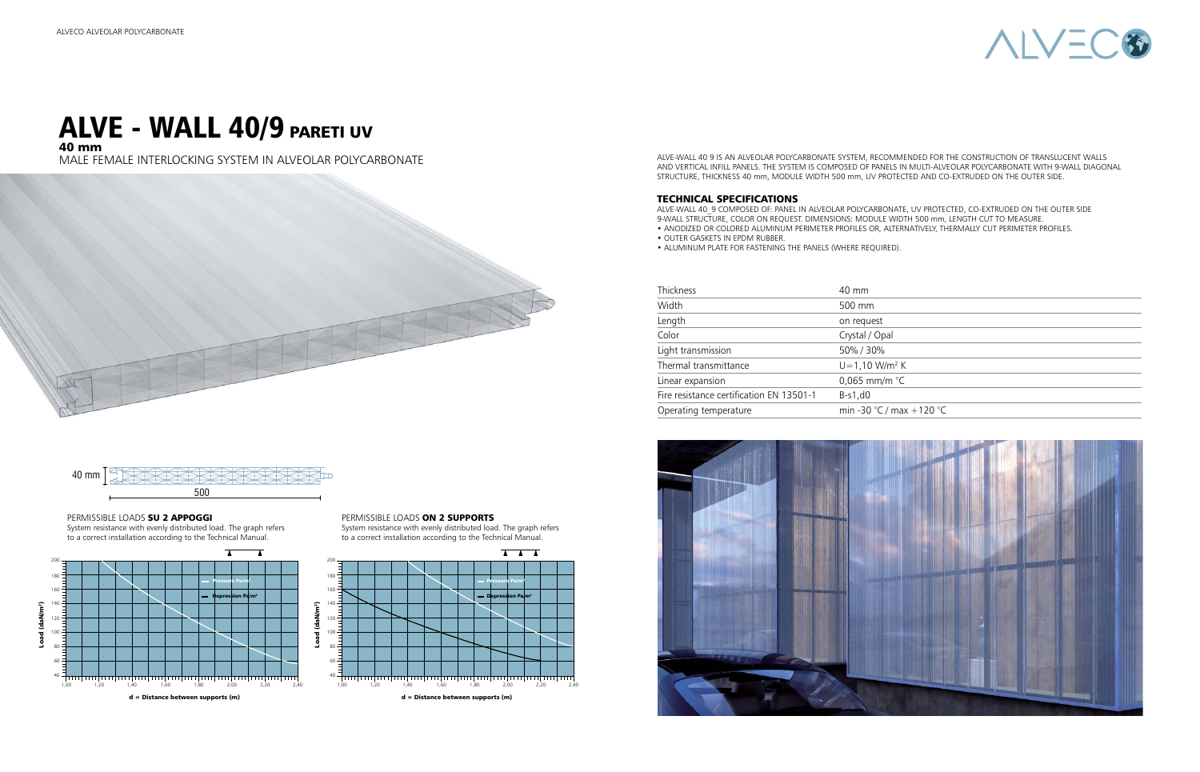# ALVE - WALL 40/9 PARETI UV

**40 mm**

MALE FEMALE INTERLOCKING SYSTEM IN ALVEOLAR POLYCARBONATE

ALVE-WALL 40 9 IS AN ALVEOLAR POLYCARBONATE SYSTEM, RECOMMENDED FOR THE CONSTRUCTION OF TRANSLUCENT WALLS AND VERTICAL INFILL PANELS. THE SYSTEM IS COMPOSED OF PANELS IN MULTI-ALVEOLAR POLYCARBONATE WITH 9-WALL DIAGONAL STRUCTURE, THICKNESS 40 mm, MODULE WIDTH 500 mm, UV PROTECTED AND CO-EXTRUDED ON THE OUTER SIDE.

### TECHNICAL SPECIFICATIONS

ALVE-WALL 40_9 COMPOSED OF: PANEL IN ALVEOLAR POLYCARBONATE, UV PROTECTED, CO-EXTRUDED ON THE OUTER SIDE 9-WALL STRUCTURE, COLOR ON REQUEST. DIMENSIONS: MODULE WIDTH 500 mm, LENGTH CUT TO MEASURE.

- ANODIZED OR COLORED ALUMINUM PERIMETER PROFILES OR, ALTERNATIVELY, THERMALLY CUT PERIMETER PROFILES.
- OUTER GASKETS IN EPDM RUBBER.
- ALUMINUM PLATE FOR FASTENING THE PANELS (WHERE REQUIRED).

| | |
|---|---|
| Thickness | 40 mm |
| Width | 500 mm |
| Length | on request |
| Color | Crystal / Opal |
| Light transmission | 50% / 30% |
| Thermal transmittance | U=1,10 W/m² K |
| Linear expansion | 0,065 mm/m °C |
| Fire resistance certification EN 13501-1 | B-s1,d0 |
| Operating temperature | min -30 °C / max +120 °C |

40 mm

500

PERMISSIBLE LOADS **SU 2 APPOGGI**

System resistance with evenly distributed load. The graph refers to a correct installation according to the Technical Manual.

PERMISSIBLE LOADS **ON 2 SUPPORTS**

System resistance with evenly distributed load. The graph refers to a correct installation according to the Technical Manual.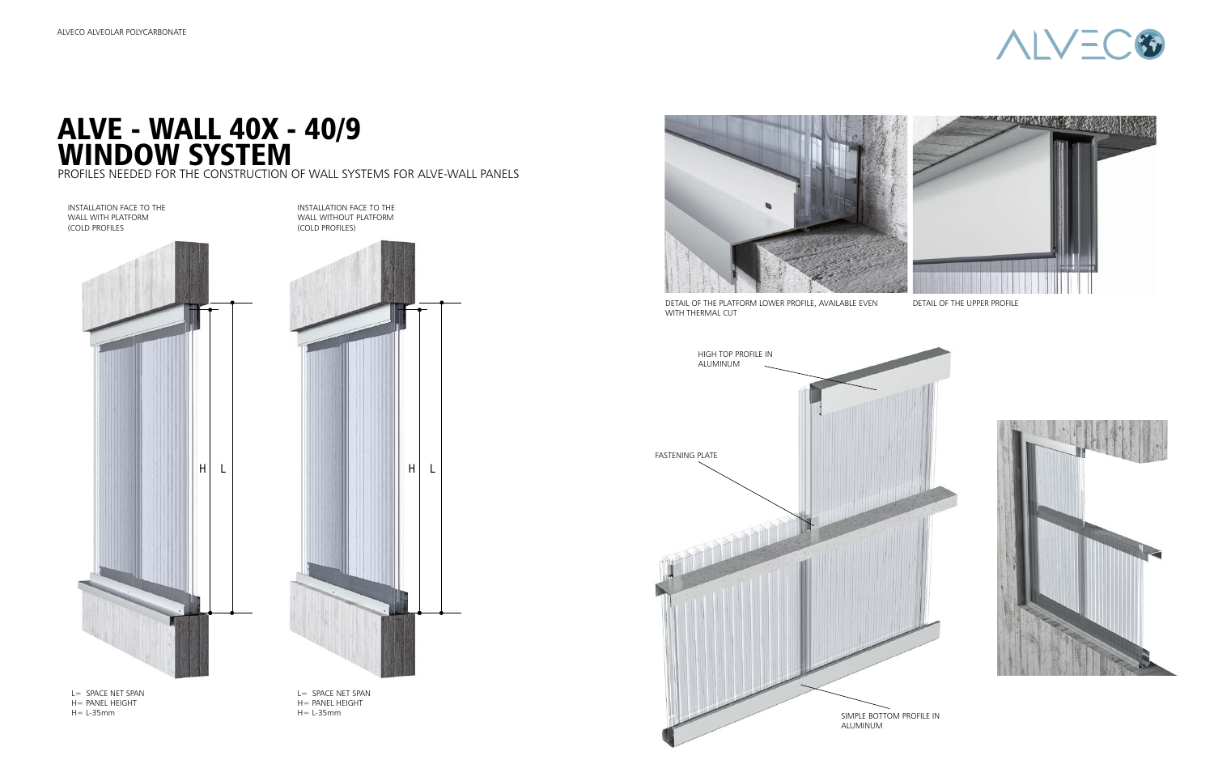# ALVE - WALL 40X - 40/9 WINDOW SYSTEM

PROFILES NEEDED FOR THE CONSTRUCTION OF WALL SYSTEMS FOR ALVE-WALL PANELS

INSTALLATION FACE TO THE WALL WITH PLATFORM (COLD PROFILES

H L

L= SPACE NET SPAN
H= PANEL HEIGHT
H= L-35mm

INSTALLATION FACE TO THE WALL WITHOUT PLATFORM (COLD PROFILES)

H L

L= SPACE NET SPAN
H= PANEL HEIGHT
H= L-35mm

DETAIL OF THE PLATFORM LOWER PROFILE, AVAILABLE EVEN WITH THERMAL CUT

DETAIL OF THE UPPER PROFILE

HIGH TOP PROFILE IN ALUMINUM

FASTENING PLATE

SIMPLE BOTTOM PROFILE IN ALUMINUM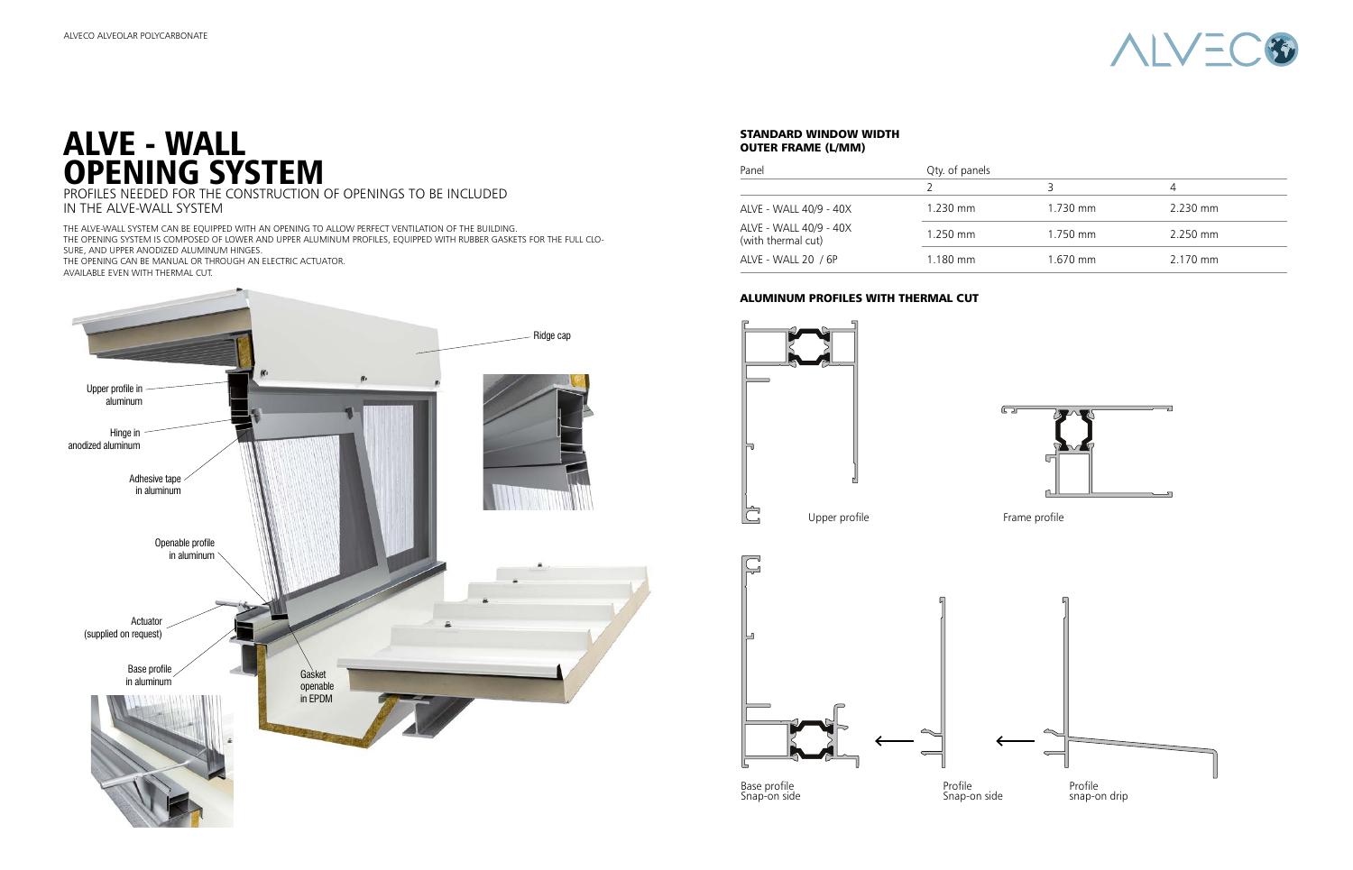# ALVE - WALL OPENING SYSTEM

PROFILES NEEDED FOR THE CONSTRUCTION OF OPENINGS TO BE INCLUDED IN THE ALVE-WALL SYSTEM

THE ALVE-WALL SYSTEM CAN BE EQUIPPED WITH AN OPENING TO ALLOW PERFECT VENTILATION OF THE BUILDING.
THE OPENING SYSTEM IS COMPOSED OF LOWER AND UPPER ALUMINUM PROFILES, EQUIPPED WITH RUBBER GASKETS FOR THE FULL CLOSURE, AND UPPER ANODIZED ALUMINUM HINGES.
THE OPENING CAN BE MANUAL OR THROUGH AN ELECTRIC ACTUATOR.
AVAILABLE EVEN WITH THERMAL CUT.

Ridge cap

Upper profile in aluminum

Hinge in anodized aluminum

Adhesive tape in aluminum

Openable profile in aluminum

Actuator (supplied on request)

Base profile in aluminum

Gasket openable in EPDM

### STANDARD WINDOW WIDTH OUTER FRAME (L/MM)

| Panel | Qty. of panels | | |
|---|---|---|---|
| | 2 | 3 | 4 |
| ALVE - WALL 40/9 - 40X | 1.230 mm | 1.730 mm | 2.230 mm |
| ALVE - WALL 40/9 - 40X (with thermal cut) | 1.250 mm | 1.750 mm | 2.250 mm |
| ALVE - WALL 20 / 6P | 1.180 mm | 1.670 mm | 2.170 mm |

### ALUMINUM PROFILES WITH THERMAL CUT

Upper profile

Frame profile

Base profile Snap-on side

Profile Snap-on side

Profile snap-on drip